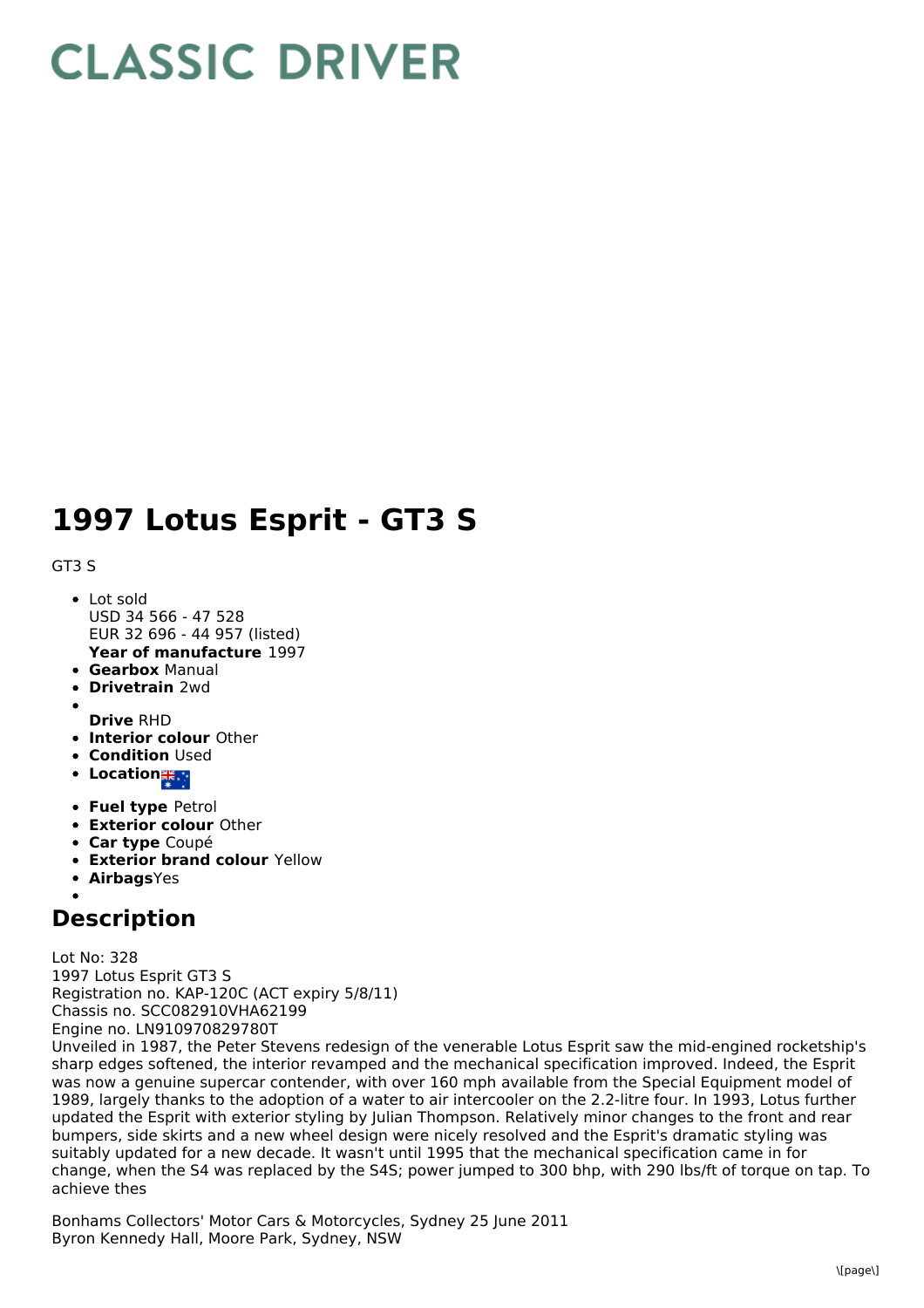# CLASSIC DRIVER

# 1997 Lotus Esprit - GT3 S

GT3 S

- Lot sold
  USD 34 566 - 47 528
  EUR 32 696 - 44 957 (listed)
  **Year of manufacture** 1997
- **Gearbox** Manual
- **Drivetrain** 2wd
- **Drive** RHD
- **Interior colour** Other
- **Condition** Used
- **Location**
- **Fuel type** Petrol
- **Exterior colour** Other
- **Car type** Coupé
- **Exterior brand colour** Yellow
- **Airbags** Yes

## Description

Lot No: 328
1997 Lotus Esprit GT3 S
Registration no. KAP-120C (ACT expiry 5/8/11)
Chassis no. SCC082910VHA62199
Engine no. LN910970829780T
Unveiled in 1987, the Peter Stevens redesign of the venerable Lotus Esprit saw the mid-engined rocketship's sharp edges softened, the interior revamped and the mechanical specification improved. Indeed, the Esprit was now a genuine supercar contender, with over 160 mph available from the Special Equipment model of 1989, largely thanks to the adoption of a water to air intercooler on the 2.2-litre four. In 1993, Lotus further updated the Esprit with exterior styling by Julian Thompson. Relatively minor changes to the front and rear bumpers, side skirts and a new wheel design were nicely resolved and the Esprit's dramatic styling was suitably updated for a new decade. It wasn't until 1995 that the mechanical specification came in for change, when the S4 was replaced by the S4S; power jumped to 300 bhp, with 290 lbs/ft of torque on tap. To achieve thes

Bonhams Collectors' Motor Cars & Motorcycles, Sydney 25 June 2011
Byron Kennedy Hall, Moore Park, Sydney, NSW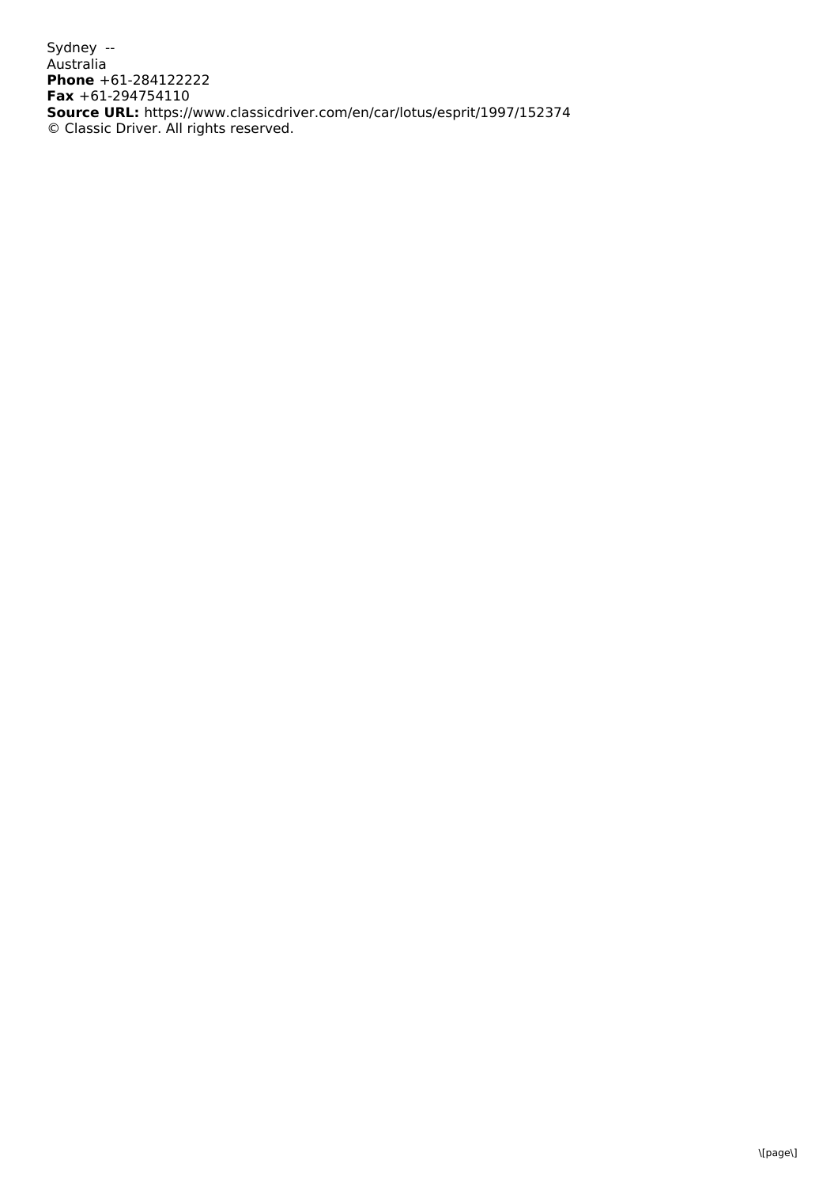Sydney --
Australia
**Phone** +61-284122222
**Fax** +61-294754110
**Source URL:** https://www.classicdriver.com/en/car/lotus/esprit/1997/152374
© Classic Driver. All rights reserved.